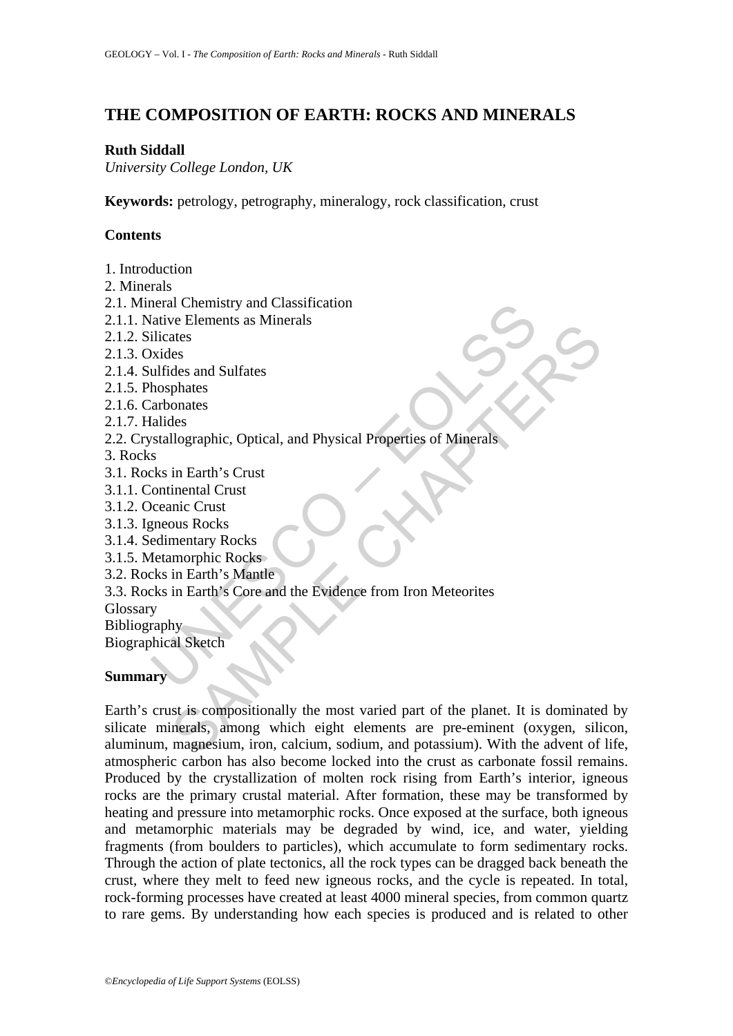# THE COMPOSITION OF EARTH: ROCKS AND MINERALS

**Ruth Siddall**
*University College London, UK*

**Keywords:** petrology, petrography, mineralogy, rock classification, crust

**Contents**

1. Introduction
2. Minerals
2.1. Mineral Chemistry and Classification
2.1.1. Native Elements as Minerals
2.1.2. Silicates
2.1.3. Oxides
2.1.4. Sulfides and Sulfates
2.1.5. Phosphates
2.1.6. Carbonates
2.1.7. Halides
2.2. Crystallographic, Optical, and Physical Properties of Minerals
3. Rocks
3.1. Rocks in Earth's Crust
3.1.1. Continental Crust
3.1.2. Oceanic Crust
3.1.3. Igneous Rocks
3.1.4. Sedimentary Rocks
3.1.5. Metamorphic Rocks
3.2. Rocks in Earth's Mantle
3.3. Rocks in Earth's Core and the Evidence from Iron Meteorites
Glossary
Bibliography
Biographical Sketch

**Summary**

Earth's crust is compositionally the most varied part of the planet. It is dominated by silicate minerals, among which eight elements are pre-eminent (oxygen, silicon, aluminum, magnesium, iron, calcium, sodium, and potassium). With the advent of life, atmospheric carbon has also become locked into the crust as carbonate fossil remains. Produced by the crystallization of molten rock rising from Earth's interior, igneous rocks are the primary crustal material. After formation, these may be transformed by heating and pressure into metamorphic rocks. Once exposed at the surface, both igneous and metamorphic materials may be degraded by wind, ice, and water, yielding fragments (from boulders to particles), which accumulate to form sedimentary rocks. Through the action of plate tectonics, all the rock types can be dragged back beneath the crust, where they melt to feed new igneous rocks, and the cycle is repeated. In total, rock-forming processes have created at least 4000 mineral species, from common quartz to rare gems. By understanding how each species is produced and is related to other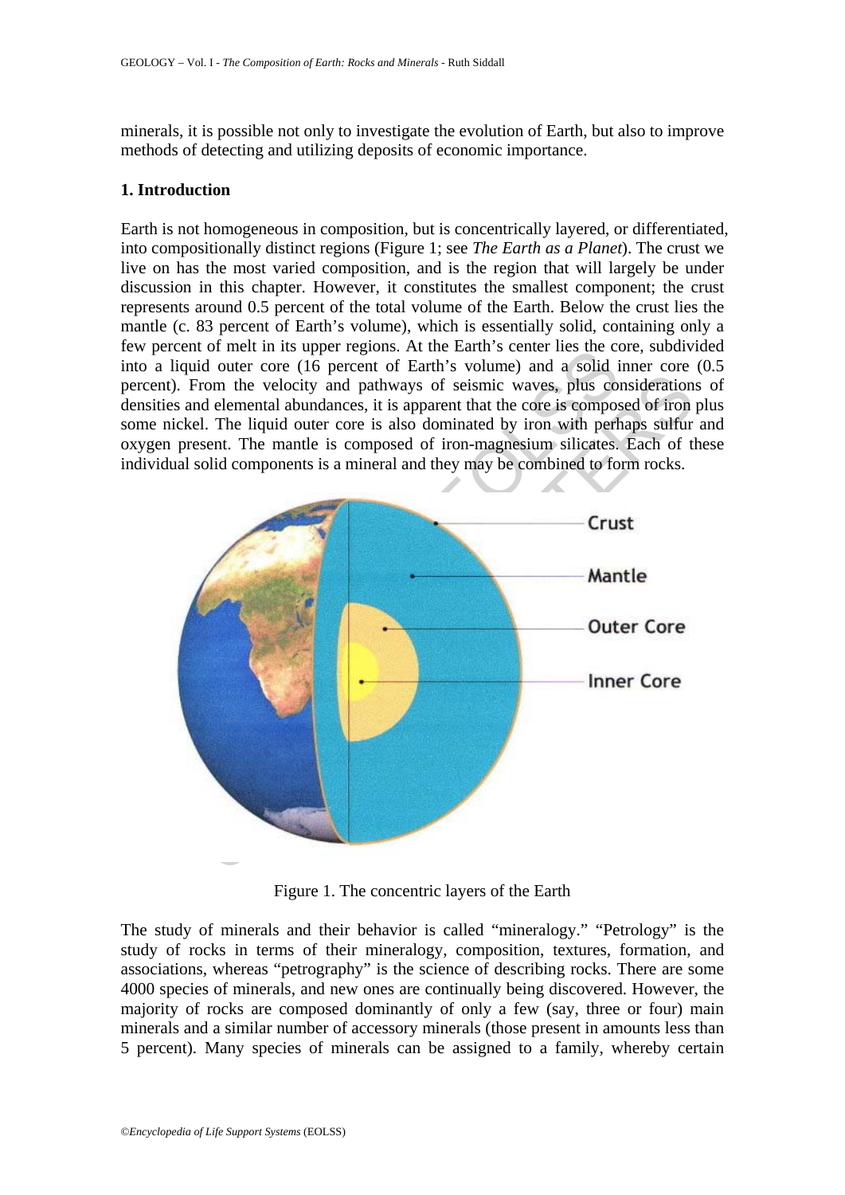minerals, it is possible not only to investigate the evolution of Earth, but also to improve methods of detecting and utilizing deposits of economic importance.

## 1. Introduction

Earth is not homogeneous in composition, but is concentrically layered, or differentiated, into compositionally distinct regions (Figure 1; see *The Earth as a Planet*). The crust we live on has the most varied composition, and is the region that will largely be under discussion in this chapter. However, it constitutes the smallest component; the crust represents around 0.5 percent of the total volume of the Earth. Below the crust lies the mantle (c. 83 percent of Earth's volume), which is essentially solid, containing only a few percent of melt in its upper regions. At the Earth's center lies the core, subdivided into a liquid outer core (16 percent of Earth's volume) and a solid inner core (0.5 percent). From the velocity and pathways of seismic waves, plus considerations of densities and elemental abundances, it is apparent that the core is composed of iron plus some nickel. The liquid outer core is also dominated by iron with perhaps sulfur and oxygen present. The mantle is composed of iron-magnesium silicates. Each of these individual solid components is a mineral and they may be combined to form rocks.

Figure 1. The concentric layers of the Earth

The study of minerals and their behavior is called "mineralogy." "Petrology" is the study of rocks in terms of their mineralogy, composition, textures, formation, and associations, whereas "petrography" is the science of describing rocks. There are some 4000 species of minerals, and new ones are continually being discovered. However, the majority of rocks are composed dominantly of only a few (say, three or four) main minerals and a similar number of accessory minerals (those present in amounts less than 5 percent). Many species of minerals can be assigned to a family, whereby certain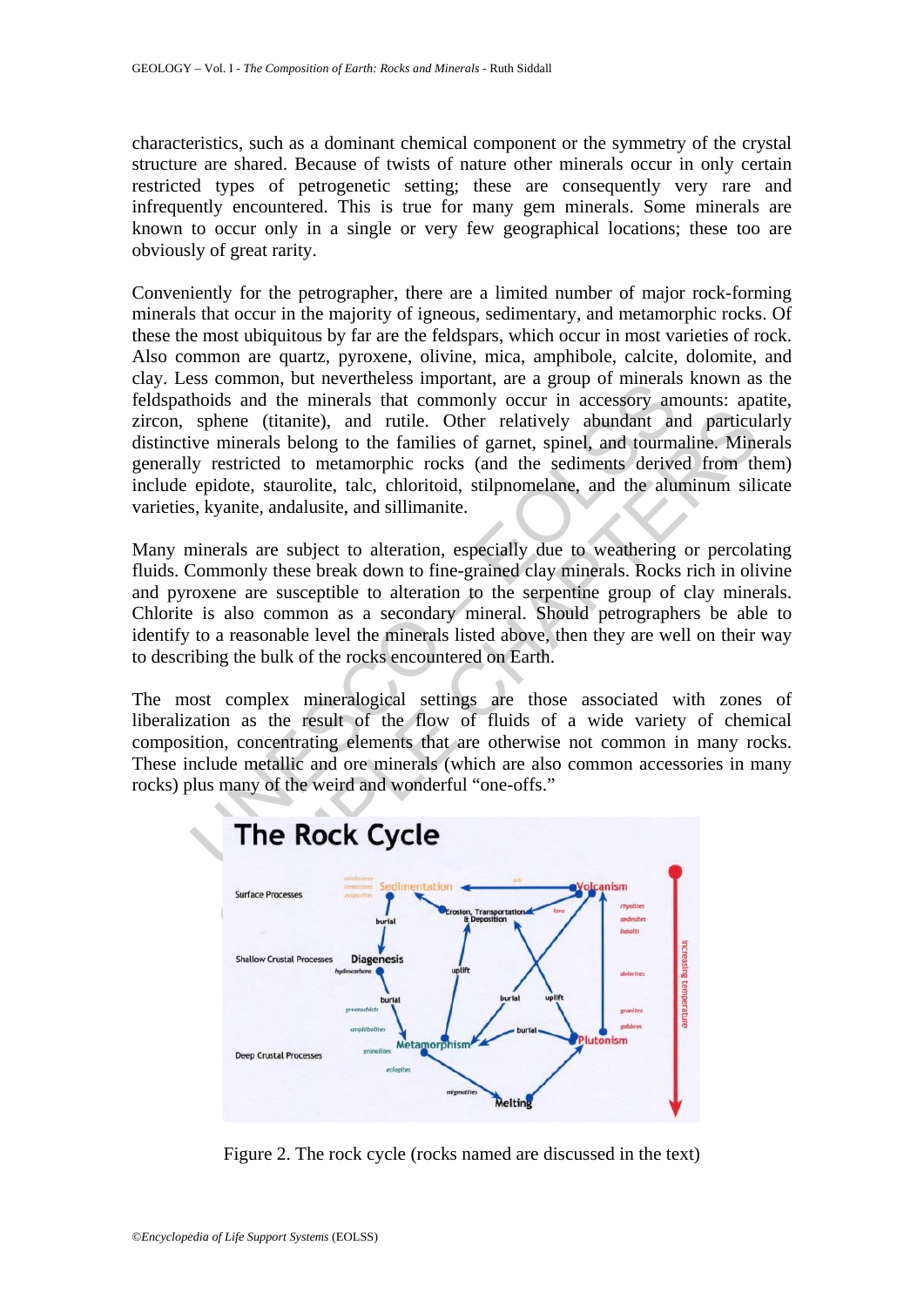characteristics, such as a dominant chemical component or the symmetry of the crystal structure are shared. Because of twists of nature other minerals occur in only certain restricted types of petrogenetic setting; these are consequently very rare and infrequently encountered. This is true for many gem minerals. Some minerals are known to occur only in a single or very few geographical locations; these too are obviously of great rarity.

Conveniently for the petrographer, there are a limited number of major rock-forming minerals that occur in the majority of igneous, sedimentary, and metamorphic rocks. Of these the most ubiquitous by far are the feldspars, which occur in most varieties of rock. Also common are quartz, pyroxene, olivine, mica, amphibole, calcite, dolomite, and clay. Less common, but nevertheless important, are a group of minerals known as the feldspathoids and the minerals that commonly occur in accessory amounts: apatite, zircon, sphene (titanite), and rutile. Other relatively abundant and particularly distinctive minerals belong to the families of garnet, spinel, and tourmaline. Minerals generally restricted to metamorphic rocks (and the sediments derived from them) include epidote, staurolite, talc, chloritoid, stilpnomelane, and the aluminum silicate varieties, kyanite, andalusite, and sillimanite.

Many minerals are subject to alteration, especially due to weathering or percolating fluids. Commonly these break down to fine-grained clay minerals. Rocks rich in olivine and pyroxene are susceptible to alteration to the serpentine group of clay minerals. Chlorite is also common as a secondary mineral. Should petrographers be able to identify to a reasonable level the minerals listed above, then they are well on their way to describing the bulk of the rocks encountered on Earth.

The most complex mineralogical settings are those associated with zones of liberalization as the result of the flow of fluids of a wide variety of chemical composition, concentrating elements that are otherwise not common in many rocks. These include metallic and ore minerals (which are also common accessories in many rocks) plus many of the weird and wonderful "one-offs."

Figure 2. The rock cycle (rocks named are discussed in the text)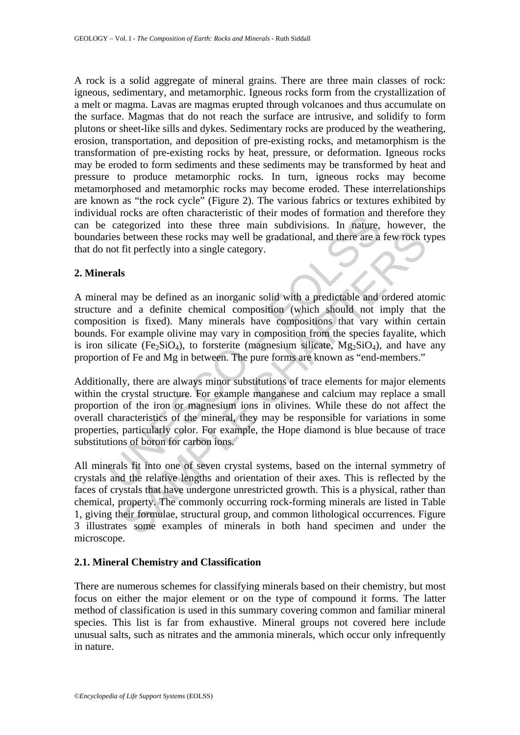A rock is a solid aggregate of mineral grains. There are three main classes of rock: igneous, sedimentary, and metamorphic. Igneous rocks form from the crystallization of a melt or magma. Lavas are magmas erupted through volcanoes and thus accumulate on the surface. Magmas that do not reach the surface are intrusive, and solidify to form plutons or sheet-like sills and dykes. Sedimentary rocks are produced by the weathering, erosion, transportation, and deposition of pre-existing rocks, and metamorphism is the transformation of pre-existing rocks by heat, pressure, or deformation. Igneous rocks may be eroded to form sediments and these sediments may be transformed by heat and pressure to produce metamorphic rocks. In turn, igneous rocks may become metamorphosed and metamorphic rocks may become eroded. These interrelationships are known as "the rock cycle" (Figure 2). The various fabrics or textures exhibited by individual rocks are often characteristic of their modes of formation and therefore they can be categorized into these three main subdivisions. In nature, however, the boundaries between these rocks may well be gradational, and there are a few rock types that do not fit perfectly into a single category.

## 2. Minerals

A mineral may be defined as an inorganic solid with a predictable and ordered atomic structure and a definite chemical composition (which should not imply that the composition is fixed). Many minerals have compositions that vary within certain bounds. For example olivine may vary in composition from the species fayalite, which is iron silicate ($Fe_2SiO_4$), to forsterite (magnesium silicate, $Mg_2SiO_4$), and have any proportion of Fe and Mg in between. The pure forms are known as "end-members."

Additionally, there are always minor substitutions of trace elements for major elements within the crystal structure. For example manganese and calcium may replace a small proportion of the iron or magnesium ions in olivines. While these do not affect the overall characteristics of the mineral, they may be responsible for variations in some properties, particularly color. For example, the Hope diamond is blue because of trace substitutions of boron for carbon ions.

All minerals fit into one of seven crystal systems, based on the internal symmetry of crystals and the relative lengths and orientation of their axes. This is reflected by the faces of crystals that have undergone unrestricted growth. This is a physical, rather than chemical, property. The commonly occurring rock-forming minerals are listed in Table 1, giving their formulae, structural group, and common lithological occurrences. Figure 3 illustrates some examples of minerals in both hand specimen and under the microscope.

### 2.1. Mineral Chemistry and Classification

There are numerous schemes for classifying minerals based on their chemistry, but most focus on either the major element or on the type of compound it forms. The latter method of classification is used in this summary covering common and familiar mineral species. This list is far from exhaustive. Mineral groups not covered here include unusual salts, such as nitrates and the ammonia minerals, which occur only infrequently in nature.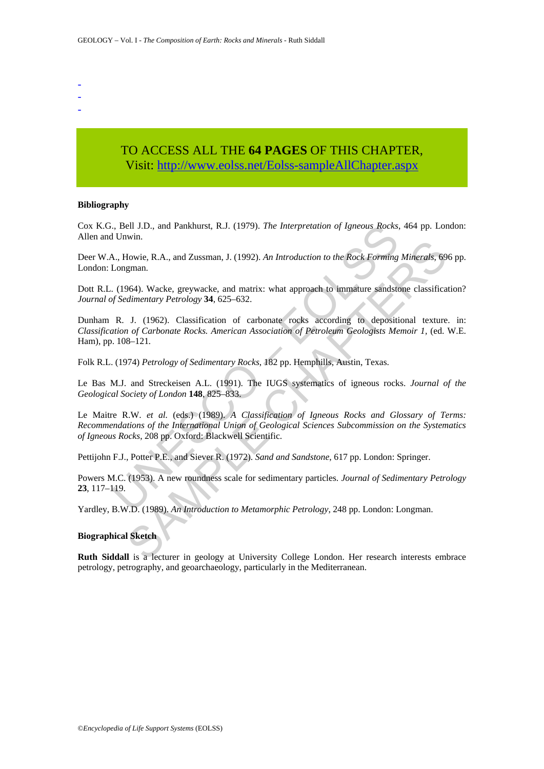-
-
-

TO ACCESS ALL THE **64 PAGES** OF THIS CHAPTER,
Visit: http://www.eolss.net/Eolss-sampleAllChapter.aspx

**Bibliography**

Cox K.G., Bell J.D., and Pankhurst, R.J. (1979). *The Interpretation of Igneous Rocks*, 464 pp. London: Allen and Unwin.

Deer W.A., Howie, R.A., and Zussman, J. (1992). *An Introduction to the Rock Forming Minerals*, 696 pp. London: Longman.

Dott R.L. (1964). Wacke, greywacke, and matrix: what approach to immature sandstone classification? *Journal of Sedimentary Petrology* **34**, 625–632.

Dunham R. J. (1962). Classification of carbonate rocks according to depositional texture. in: *Classification of Carbonate Rocks. American Association of Petroleum Geologists Memoir 1,* (ed. W.E. Ham), pp. 108–121.

Folk R.L. (1974) *Petrology of Sedimentary Rocks*, 182 pp. Hemphills, Austin, Texas.

Le Bas M.J. and Streckeisen A.L. (1991). The IUGS systematics of igneous rocks. *Journal of the Geological Society of London* **148**, 825–833.

Le Maitre R.W. *et al.* (eds.) (1989). *A Classification of Igneous Rocks and Glossary of Terms: Recommendations of the International Union of Geological Sciences Subcommission on the Systematics of Igneous Rocks*, 208 pp. Oxford: Blackwell Scientific.

Pettijohn F.J., Potter P.E., and Siever R. (1972). *Sand and Sandstone*, 617 pp. London: Springer.

Powers M.C. (1953). A new roundness scale for sedimentary particles. *Journal of Sedimentary Petrology* **23**, 117–119.

Yardley, B.W.D. (1989). *An Introduction to Metamorphic Petrology*, 248 pp. London: Longman.

**Biographical Sketch**

**Ruth Siddall** is a lecturer in geology at University College London. Her research interests embrace petrology, petrography, and geoarchaeology, particularly in the Mediterranean.